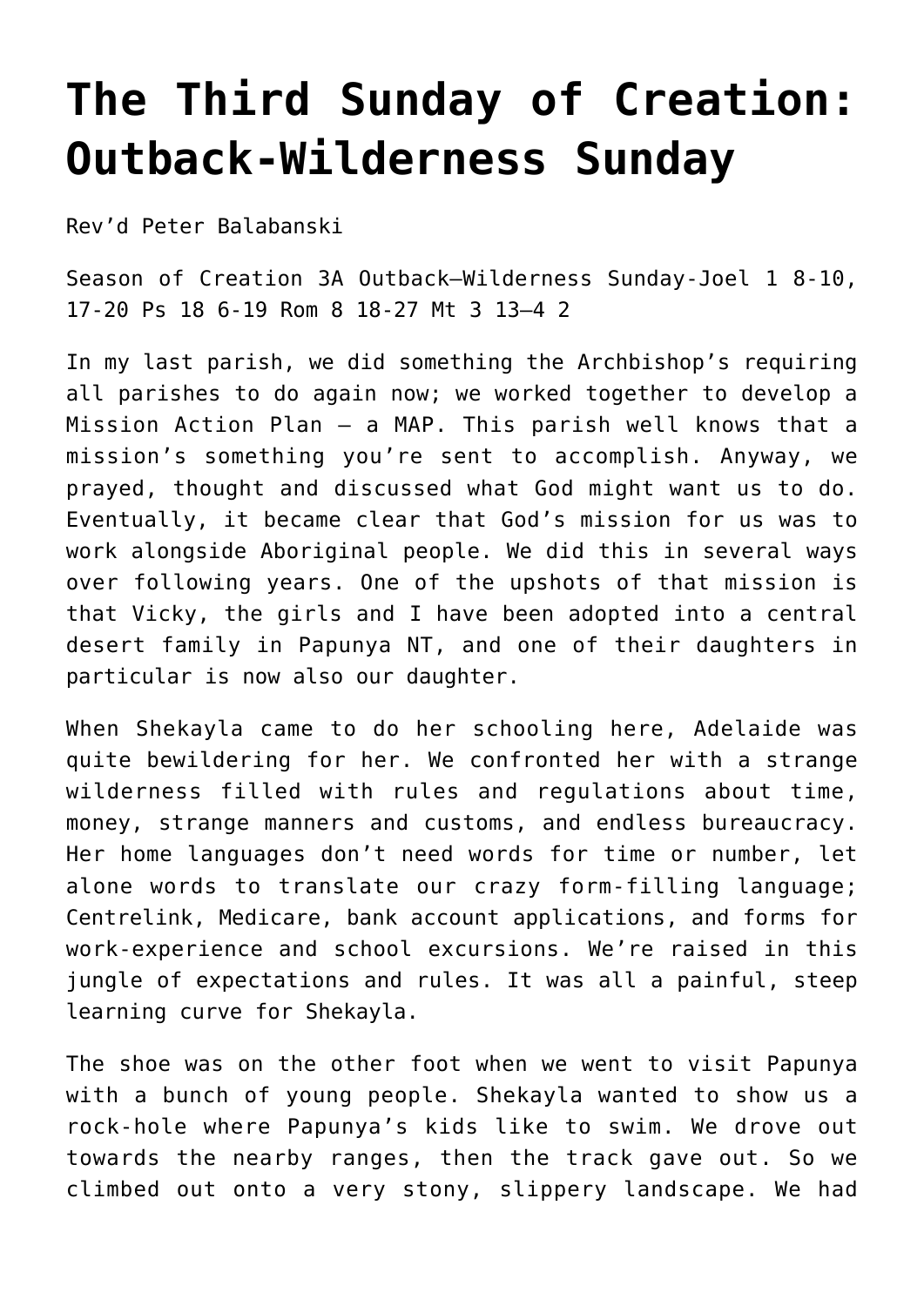# The Third Sunday of Creation: Outback-Wilderness Sunday

Rev'd Peter Balabanski

Season of Creation 3A Outback–Wilderness Sunday-Joel 1 8-10, 17-20 Ps 18 6-19 Rom 8 18-27 Mt 3 13–4 2

In my last parish, we did something the Archbishop's requiring all parishes to do again now; we worked together to develop a Mission Action Plan – a MAP. This parish well knows that a mission's something you're sent to accomplish. Anyway, we prayed, thought and discussed what God might want us to do. Eventually, it became clear that God's mission for us was to work alongside Aboriginal people. We did this in several ways over following years. One of the upshots of that mission is that Vicky, the girls and I have been adopted into a central desert family in Papunya NT, and one of their daughters in particular is now also our daughter.

When Shekayla came to do her schooling here, Adelaide was quite bewildering for her. We confronted her with a strange wilderness filled with rules and regulations about time, money, strange manners and customs, and endless bureaucracy. Her home languages don't need words for time or number, let alone words to translate our crazy form-filling language; Centrelink, Medicare, bank account applications, and forms for work-experience and school excursions. We're raised in this jungle of expectations and rules. It was all a painful, steep learning curve for Shekayla.

The shoe was on the other foot when we went to visit Papunya with a bunch of young people. Shekayla wanted to show us a rock-hole where Papunya's kids like to swim. We drove out towards the nearby ranges, then the track gave out. So we climbed out onto a very stony, slippery landscape. We had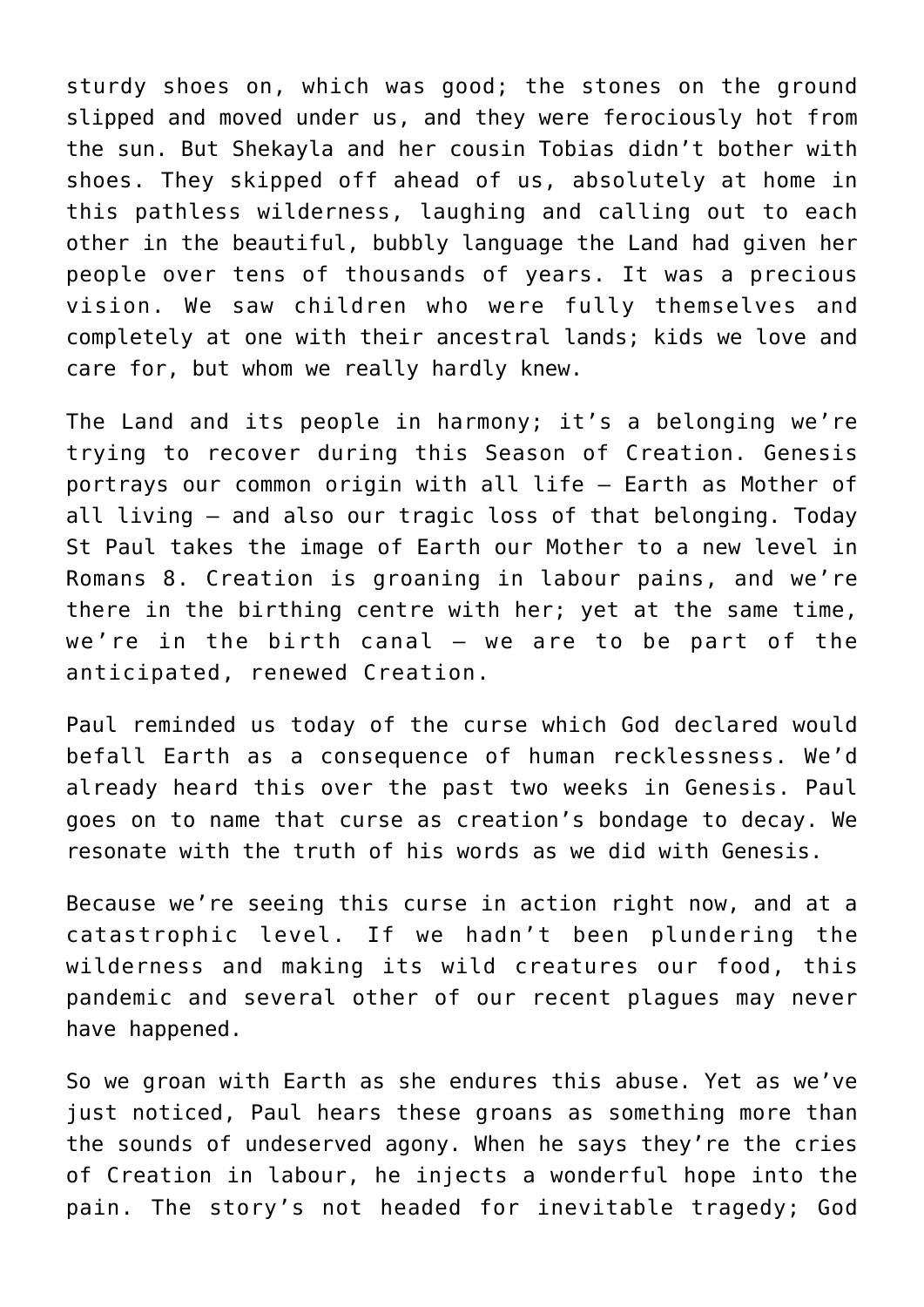sturdy shoes on, which was good; the stones on the ground slipped and moved under us, and they were ferociously hot from the sun. But Shekayla and her cousin Tobias didn't bother with shoes. They skipped off ahead of us, absolutely at home in this pathless wilderness, laughing and calling out to each other in the beautiful, bubbly language the Land had given her people over tens of thousands of years. It was a precious vision. We saw children who were fully themselves and completely at one with their ancestral lands; kids we love and care for, but whom we really hardly knew.

The Land and its people in harmony; it's a belonging we're trying to recover during this Season of Creation. Genesis portrays our common origin with all life – Earth as Mother of all living – and also our tragic loss of that belonging. Today St Paul takes the image of Earth our Mother to a new level in Romans 8. Creation is groaning in labour pains, and we're there in the birthing centre with her; yet at the same time, we're in the birth canal – we are to be part of the anticipated, renewed Creation.

Paul reminded us today of the curse which God declared would befall Earth as a consequence of human recklessness. We'd already heard this over the past two weeks in Genesis. Paul goes on to name that curse as creation's bondage to decay. We resonate with the truth of his words as we did with Genesis.

Because we're seeing this curse in action right now, and at a catastrophic level. If we hadn't been plundering the wilderness and making its wild creatures our food, this pandemic and several other of our recent plagues may never have happened.

So we groan with Earth as she endures this abuse. Yet as we've just noticed, Paul hears these groans as something more than the sounds of undeserved agony. When he says they're the cries of Creation in labour, he injects a wonderful hope into the pain. The story's not headed for inevitable tragedy; God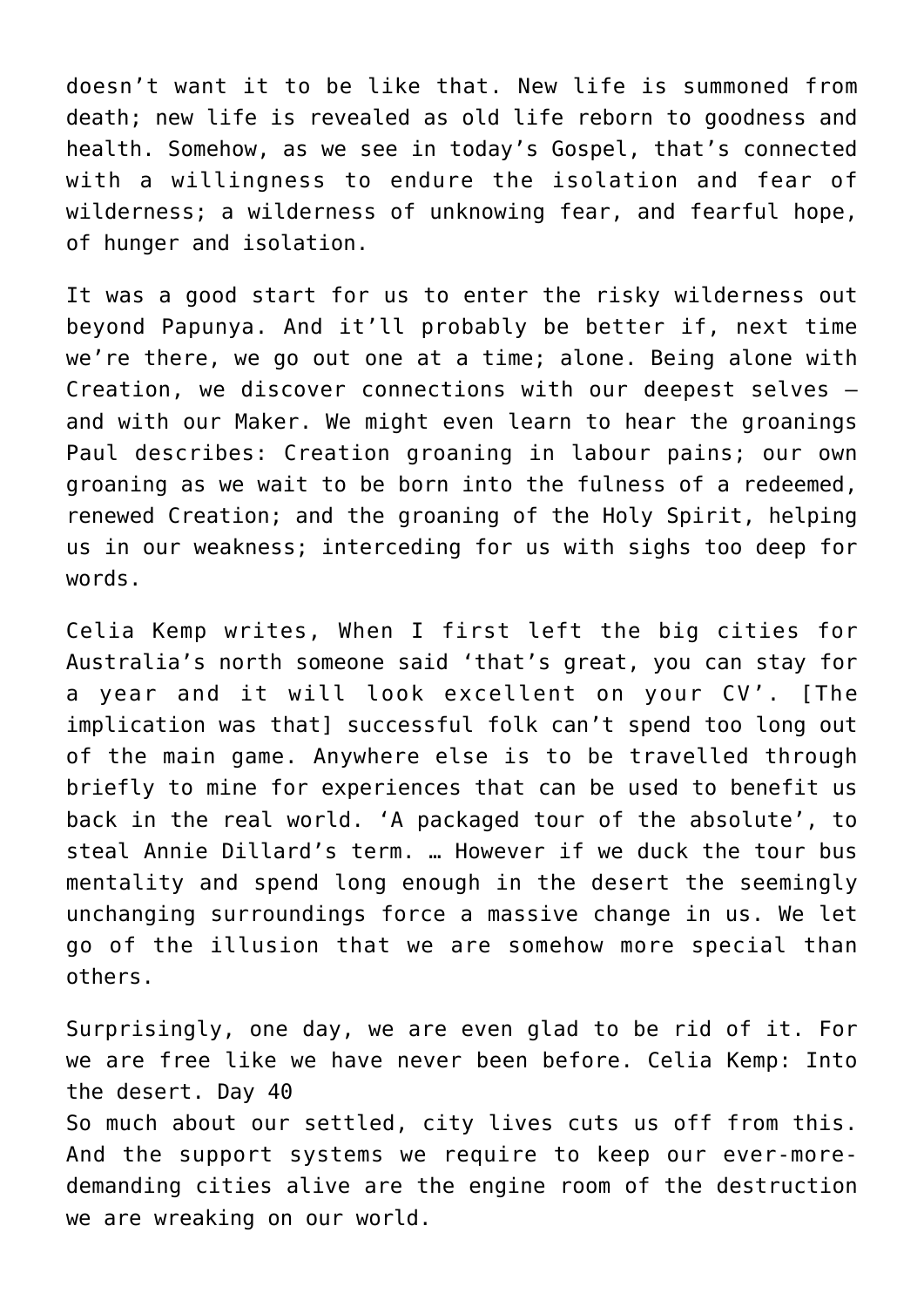doesn't want it to be like that. New life is summoned from death; new life is revealed as old life reborn to goodness and health. Somehow, as we see in today's Gospel, that's connected with a willingness to endure the isolation and fear of wilderness; a wilderness of unknowing fear, and fearful hope, of hunger and isolation.

It was a good start for us to enter the risky wilderness out beyond Papunya. And it'll probably be better if, next time we're there, we go out one at a time; alone. Being alone with Creation, we discover connections with our deepest selves – and with our Maker. We might even learn to hear the groanings Paul describes: Creation groaning in labour pains; our own groaning as we wait to be born into the fulness of a redeemed, renewed Creation; and the groaning of the Holy Spirit, helping us in our weakness; interceding for us with sighs too deep for words.

Celia Kemp writes, When I first left the big cities for Australia's north someone said 'that's great, you can stay for a year and it will look excellent on your CV'. [The implication was that] successful folk can't spend too long out of the main game. Anywhere else is to be travelled through briefly to mine for experiences that can be used to benefit us back in the real world. 'A packaged tour of the absolute', to steal Annie Dillard's term. … However if we duck the tour bus mentality and spend long enough in the desert the seemingly unchanging surroundings force a massive change in us. We let go of the illusion that we are somehow more special than others.

Surprisingly, one day, we are even glad to be rid of it. For we are free like we have never been before. Celia Kemp: Into the desert. Day 40

So much about our settled, city lives cuts us off from this. And the support systems we require to keep our ever-more-demanding cities alive are the engine room of the destruction we are wreaking on our world.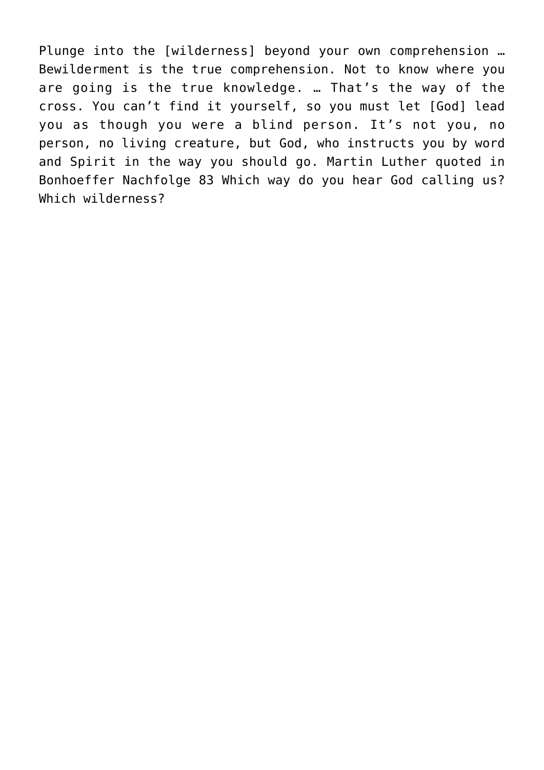Plunge into the [wilderness] beyond your own comprehension … Bewilderment is the true comprehension. Not to know where you are going is the true knowledge. … That's the way of the cross. You can't find it yourself, so you must let [God] lead you as though you were a blind person. It's not you, no person, no living creature, but God, who instructs you by word and Spirit in the way you should go. Martin Luther quoted in Bonhoeffer Nachfolge 83 Which way do you hear God calling us? Which wilderness?